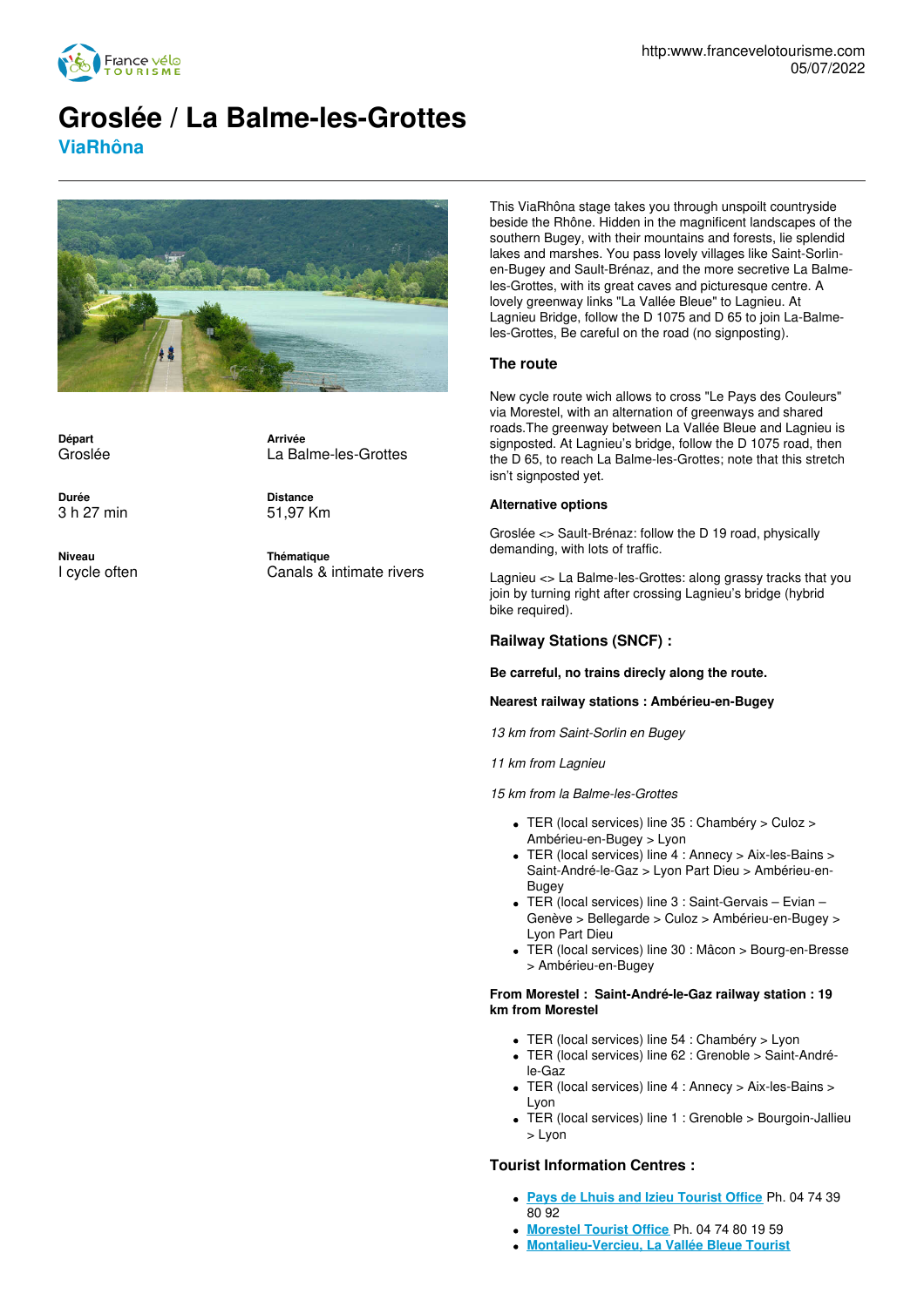http:www.francevelotourisme.com
05/07/2022

# Groslée / La Balme-les-Grottes

## ViaRhône

**Départ**
Groslée

**Arrivée**
La Balme-les-Grottes

**Durée**
3 h 27 min

**Distance**
51,97 Km

**Niveau**
I cycle often

**Thématique**
Canals & intimate rivers

This ViaRhôna stage takes you through unspoilt countryside beside the Rhône. Hidden in the magnificent landscapes of the southern Bugey, with their mountains and forests, lie splendid lakes and marshes. You pass lovely villages like Saint-Sorlin-en-Bugey and Sault-Brénaz, and the more secretive La Balme-les-Grottes, with its great caves and picturesque centre. A lovely greenway links "La Vallée Bleue" to Lagnieu. At Lagnieu Bridge, follow the D 1075 and D 65 to join La-Balme-les-Grottes, Be careful on the road (no signposting).

### The route

New cycle route wich allows to cross "Le Pays des Couleurs" via Morestel, with an alternation of greenways and shared roads.The greenway between La Vallée Bleue and Lagnieu is signposted. At Lagnieu's bridge, follow the D 1075 road, then the D 65, to reach La Balme-les-Grottes; note that this stretch isn't signposted yet.

#### Alternative options

Groslée <> Sault-Brénaz: follow the D 19 road, physically demanding, with lots of traffic.

Lagnieu <> La Balme-les-Grottes: along grassy tracks that you join by turning right after crossing Lagnieu's bridge (hybrid bike required).

### Railway Stations (SNCF) :

**Be carreful, no trains direcly along the route.**

**Nearest railway stations : Ambérieu-en-Bugey**

*13 km from Saint-Sorlin en Bugey*

*11 km from Lagnieu*

*15 km from la Balme-les-Grottes*

- TER (local services) line 35 : Chambéry > Culoz > Ambérieu-en-Bugey > Lyon
- TER (local services) line 4 : Annecy > Aix-les-Bains > Saint-André-le-Gaz > Lyon Part Dieu > Ambérieu-en-Bugey
- TER (local services) line 3 : Saint-Gervais – Evian – Genève > Bellegarde > Culoz > Ambérieu-en-Bugey > Lyon Part Dieu
- TER (local services) line 30 : Mâcon > Bourg-en-Bresse > Ambérieu-en-Bugey

**From Morestel : Saint-André-le-Gaz railway station : 19 km from Morestel**

- TER (local services) line 54 : Chambéry > Lyon
- TER (local services) line 62 : Grenoble > Saint-André-le-Gaz
- TER (local services) line 4 : Annecy > Aix-les-Bains > Lyon
- TER (local services) line 1 : Grenoble > Bourgoin-Jallieu > Lyon

### Tourist Information Centres :

- Pays de Lhuis and Izieu Tourist Office Ph. 04 74 39 80 92
- Morestel Tourist Office Ph. 04 74 80 19 59
- Montalieu-Vercieu, La Vallée Bleue Tourist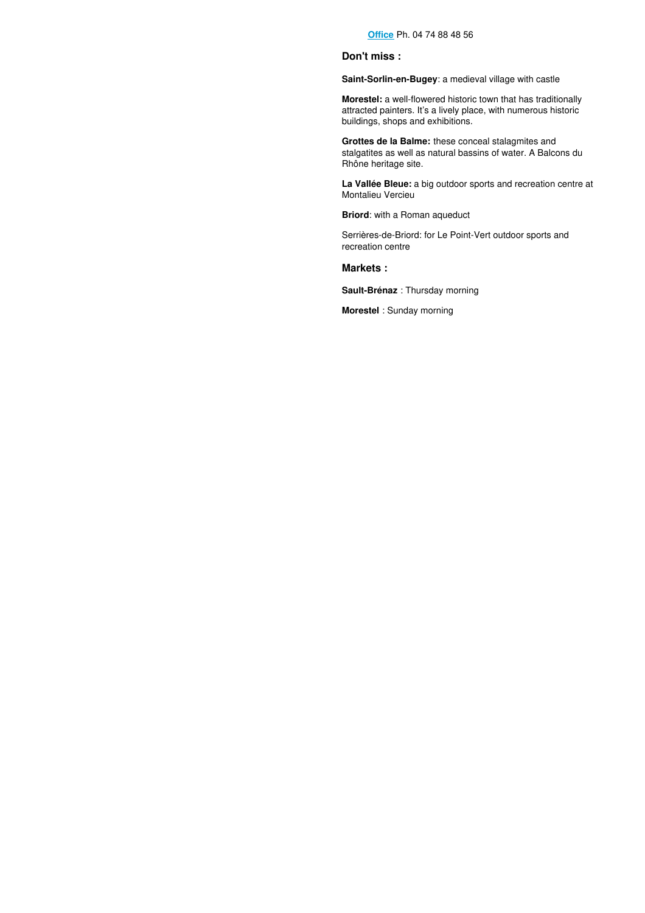Office Ph. 04 74 88 48 56

### Don't miss :

**Saint-Sorlin-en-Bugey**: a medieval village with castle

**Morestel:** a well-flowered historic town that has traditionally attracted painters. It's a lively place, with numerous historic buildings, shops and exhibitions.

**Grottes de la Balme:** these conceal stalagmites and stalgatites as well as natural bassins of water. A Balcons du Rhône heritage site.

**La Vallée Bleue:** a big outdoor sports and recreation centre at Montalieu Vercieu

**Briord**: with a Roman aqueduct

Serrières-de-Briord: for Le Point-Vert outdoor sports and recreation centre

### Markets :

**Sault-Brénaz** : Thursday morning

**Morestel** : Sunday morning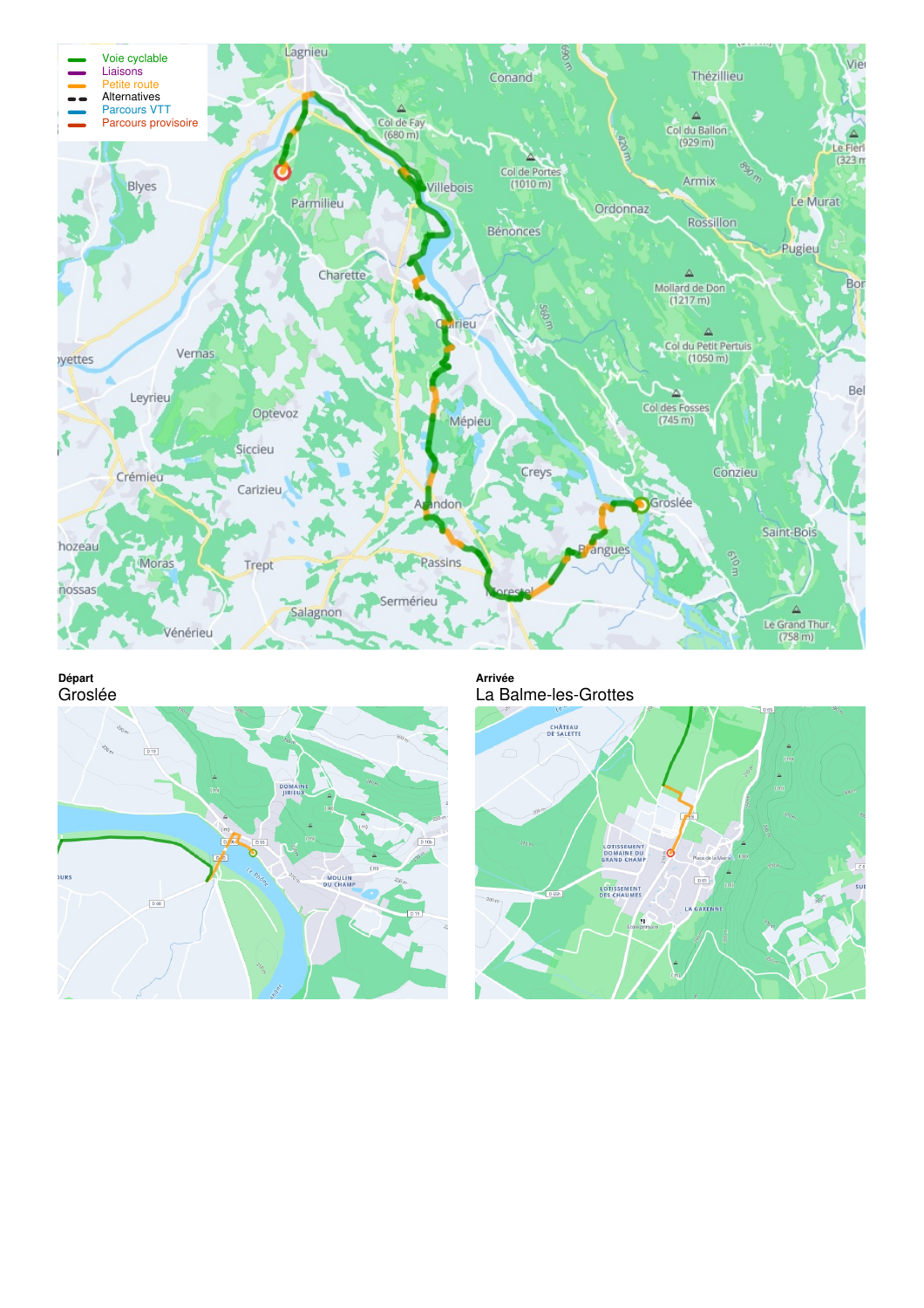Voie cyclable
Liaisons
Petite route
Alternatives
Parcours VTT
Parcours provisoire

Lagnieu
Conand
Thézillieu
Col de Fay (680 m)
Col du Ballon (929 m)
Villebois
Col de Portes (1010 m)
Armix
Parmilieu
Ordonnaz
Rossillon
Le Murat
Blyes
Bénonces
Pugieu
Charette
Mollard de Don (1217 m)
Col du Petit Pertuis (1050 m)
Vernas
Col des Fosses (745 m)
Leyrieu
Optevoz
Mépieu
Siccieu
Crémieu
Creys
Conzieu
Carizieu
Groslée
Saint-Bois
Moras
Trept
Passins
Brangues
Sermérieu
Salagnon
Le Grand Thur (758 m)
Vénérieu

**Départ**
Groslée

**Arrivée**
La Balme-les-Grottes